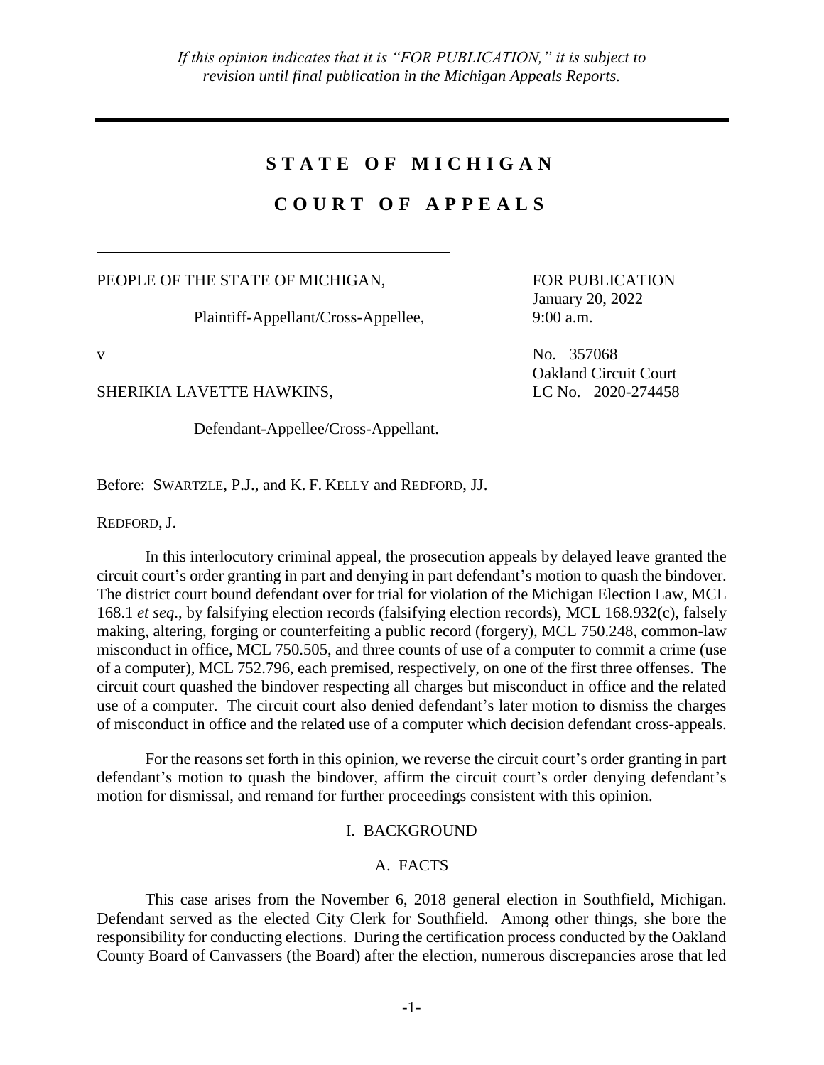*If this opinion indicates that it is "FOR PUBLICATION," it is subject to revision until final publication in the Michigan Appeals Reports.*

---

# STATE OF MICHIGAN

# COURT OF APPEALS

---

PEOPLE OF THE STATE OF MICHIGAN,

Plaintiff-Appellant/Cross-Appellee,

v

SHERIKIA LAVETTE HAWKINS,

Defendant-Appellee/Cross-Appellant.

---

FOR PUBLICATION
January 20, 2022
9:00 a.m.

No. 357068
Oakland Circuit Court
LC No. 2020-274458

Before: SWARTZLE, P.J., and K. F. KELLY and REDFORD, JJ.

REDFORD, J.

In this interlocutory criminal appeal, the prosecution appeals by delayed leave granted the circuit court's order granting in part and denying in part defendant's motion to quash the bindover. The district court bound defendant over for trial for violation of the Michigan Election Law, MCL 168.1 *et seq*., by falsifying election records (falsifying election records), MCL 168.932(c), falsely making, altering, forging or counterfeiting a public record (forgery), MCL 750.248, common-law misconduct in office, MCL 750.505, and three counts of use of a computer to commit a crime (use of a computer), MCL 752.796, each premised, respectively, on one of the first three offenses. The circuit court quashed the bindover respecting all charges but misconduct in office and the related use of a computer. The circuit court also denied defendant's later motion to dismiss the charges of misconduct in office and the related use of a computer which decision defendant cross-appeals.

For the reasons set forth in this opinion, we reverse the circuit court's order granting in part defendant's motion to quash the bindover, affirm the circuit court's order denying defendant's motion for dismissal, and remand for further proceedings consistent with this opinion.

## I. BACKGROUND

### A. FACTS

This case arises from the November 6, 2018 general election in Southfield, Michigan. Defendant served as the elected City Clerk for Southfield. Among other things, she bore the responsibility for conducting elections. During the certification process conducted by the Oakland County Board of Canvassers (the Board) after the election, numerous discrepancies arose that led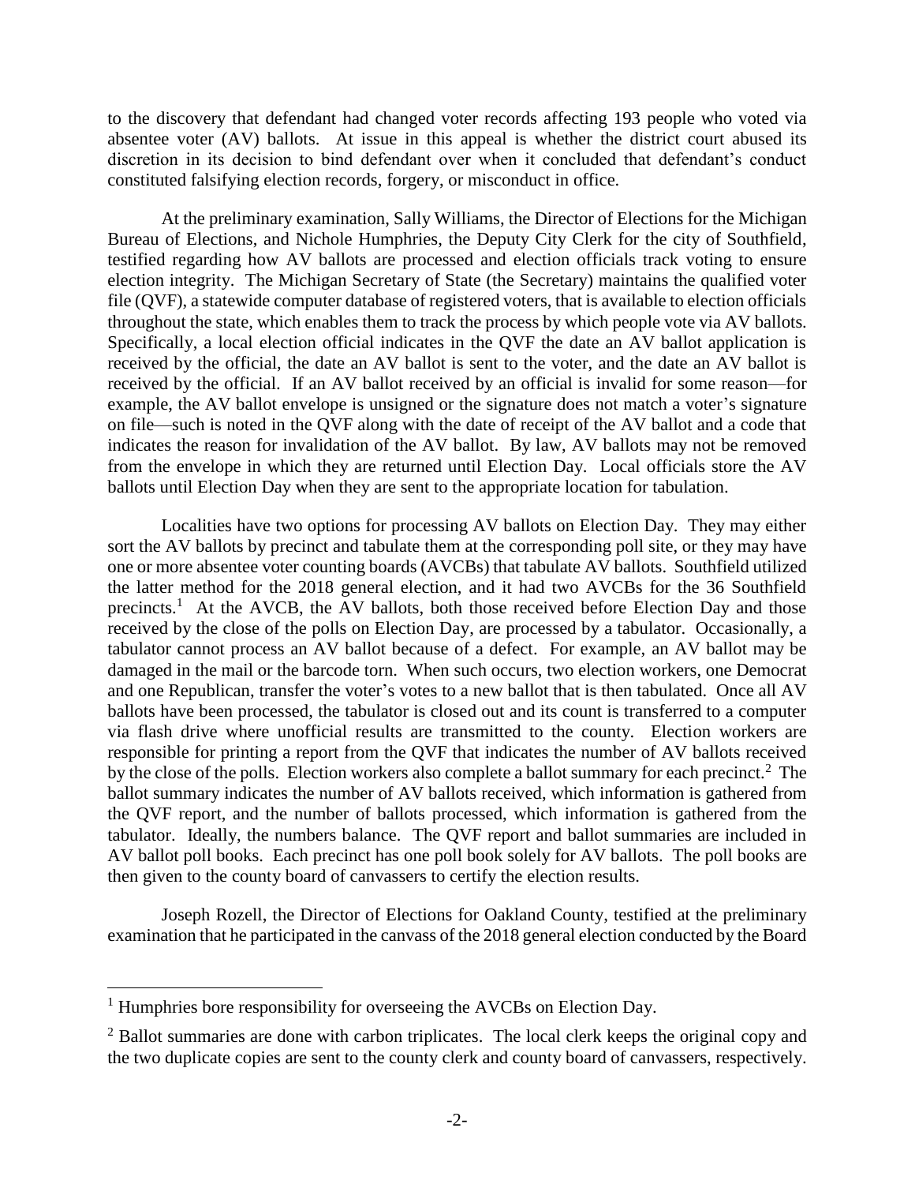to the discovery that defendant had changed voter records affecting 193 people who voted via absentee voter (AV) ballots. At issue in this appeal is whether the district court abused its discretion in its decision to bind defendant over when it concluded that defendant's conduct constituted falsifying election records, forgery, or misconduct in office.

At the preliminary examination, Sally Williams, the Director of Elections for the Michigan Bureau of Elections, and Nichole Humphries, the Deputy City Clerk for the city of Southfield, testified regarding how AV ballots are processed and election officials track voting to ensure election integrity. The Michigan Secretary of State (the Secretary) maintains the qualified voter file (QVF), a statewide computer database of registered voters, that is available to election officials throughout the state, which enables them to track the process by which people vote via AV ballots. Specifically, a local election official indicates in the QVF the date an AV ballot application is received by the official, the date an AV ballot is sent to the voter, and the date an AV ballot is received by the official. If an AV ballot received by an official is invalid for some reason—for example, the AV ballot envelope is unsigned or the signature does not match a voter's signature on file—such is noted in the QVF along with the date of receipt of the AV ballot and a code that indicates the reason for invalidation of the AV ballot. By law, AV ballots may not be removed from the envelope in which they are returned until Election Day. Local officials store the AV ballots until Election Day when they are sent to the appropriate location for tabulation.

Localities have two options for processing AV ballots on Election Day. They may either sort the AV ballots by precinct and tabulate them at the corresponding poll site, or they may have one or more absentee voter counting boards (AVCBs) that tabulate AV ballots. Southfield utilized the latter method for the 2018 general election, and it had two AVCBs for the 36 Southfield precincts.[1] At the AVCB, the AV ballots, both those received before Election Day and those received by the close of the polls on Election Day, are processed by a tabulator. Occasionally, a tabulator cannot process an AV ballot because of a defect. For example, an AV ballot may be damaged in the mail or the barcode torn. When such occurs, two election workers, one Democrat and one Republican, transfer the voter's votes to a new ballot that is then tabulated. Once all AV ballots have been processed, the tabulator is closed out and its count is transferred to a computer via flash drive where unofficial results are transmitted to the county. Election workers are responsible for printing a report from the QVF that indicates the number of AV ballots received by the close of the polls. Election workers also complete a ballot summary for each precinct.[2] The ballot summary indicates the number of AV ballots received, which information is gathered from the QVF report, and the number of ballots processed, which information is gathered from the tabulator. Ideally, the numbers balance. The QVF report and ballot summaries are included in AV ballot poll books. Each precinct has one poll book solely for AV ballots. The poll books are then given to the county board of canvassers to certify the election results.

Joseph Rozell, the Director of Elections for Oakland County, testified at the preliminary examination that he participated in the canvass of the 2018 general election conducted by the Board

---

[1] Humphries bore responsibility for overseeing the AVCBs on Election Day.

[2] Ballot summaries are done with carbon triplicates. The local clerk keeps the original copy and the two duplicate copies are sent to the county clerk and county board of canvassers, respectively.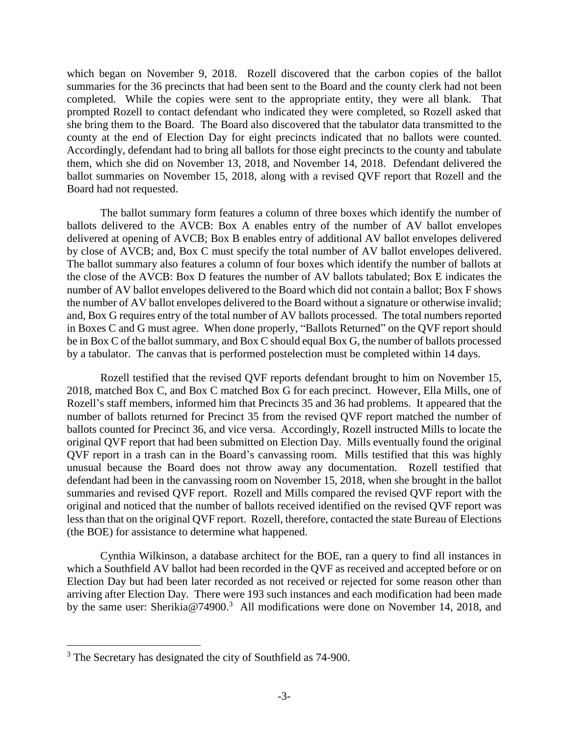which began on November 9, 2018. Rozell discovered that the carbon copies of the ballot summaries for the 36 precincts that had been sent to the Board and the county clerk had not been completed. While the copies were sent to the appropriate entity, they were all blank. That prompted Rozell to contact defendant who indicated they were completed, so Rozell asked that she bring them to the Board. The Board also discovered that the tabulator data transmitted to the county at the end of Election Day for eight precincts indicated that no ballots were counted. Accordingly, defendant had to bring all ballots for those eight precincts to the county and tabulate them, which she did on November 13, 2018, and November 14, 2018. Defendant delivered the ballot summaries on November 15, 2018, along with a revised QVF report that Rozell and the Board had not requested.

The ballot summary form features a column of three boxes which identify the number of ballots delivered to the AVCB: Box A enables entry of the number of AV ballot envelopes delivered at opening of AVCB; Box B enables entry of additional AV ballot envelopes delivered by close of AVCB; and, Box C must specify the total number of AV ballot envelopes delivered. The ballot summary also features a column of four boxes which identify the number of ballots at the close of the AVCB: Box D features the number of AV ballots tabulated; Box E indicates the number of AV ballot envelopes delivered to the Board which did not contain a ballot; Box F shows the number of AV ballot envelopes delivered to the Board without a signature or otherwise invalid; and, Box G requires entry of the total number of AV ballots processed. The total numbers reported in Boxes C and G must agree. When done properly, "Ballots Returned" on the QVF report should be in Box C of the ballot summary, and Box C should equal Box G, the number of ballots processed by a tabulator. The canvas that is performed postelection must be completed within 14 days.

Rozell testified that the revised QVF reports defendant brought to him on November 15, 2018, matched Box C, and Box C matched Box G for each precinct. However, Ella Mills, one of Rozell's staff members, informed him that Precincts 35 and 36 had problems. It appeared that the number of ballots returned for Precinct 35 from the revised QVF report matched the number of ballots counted for Precinct 36, and vice versa. Accordingly, Rozell instructed Mills to locate the original QVF report that had been submitted on Election Day. Mills eventually found the original QVF report in a trash can in the Board's canvassing room. Mills testified that this was highly unusual because the Board does not throw away any documentation. Rozell testified that defendant had been in the canvassing room on November 15, 2018, when she brought in the ballot summaries and revised QVF report. Rozell and Mills compared the revised QVF report with the original and noticed that the number of ballots received identified on the revised QVF report was less than that on the original QVF report. Rozell, therefore, contacted the state Bureau of Elections (the BOE) for assistance to determine what happened.

Cynthia Wilkinson, a database architect for the BOE, ran a query to find all instances in which a Southfield AV ballot had been recorded in the QVF as received and accepted before or on Election Day but had been later recorded as not received or rejected for some reason other than arriving after Election Day. There were 193 such instances and each modification had been made by the same user: Sherikia@74900.[3] All modifications were done on November 14, 2018, and

[3] The Secretary has designated the city of Southfield as 74-900.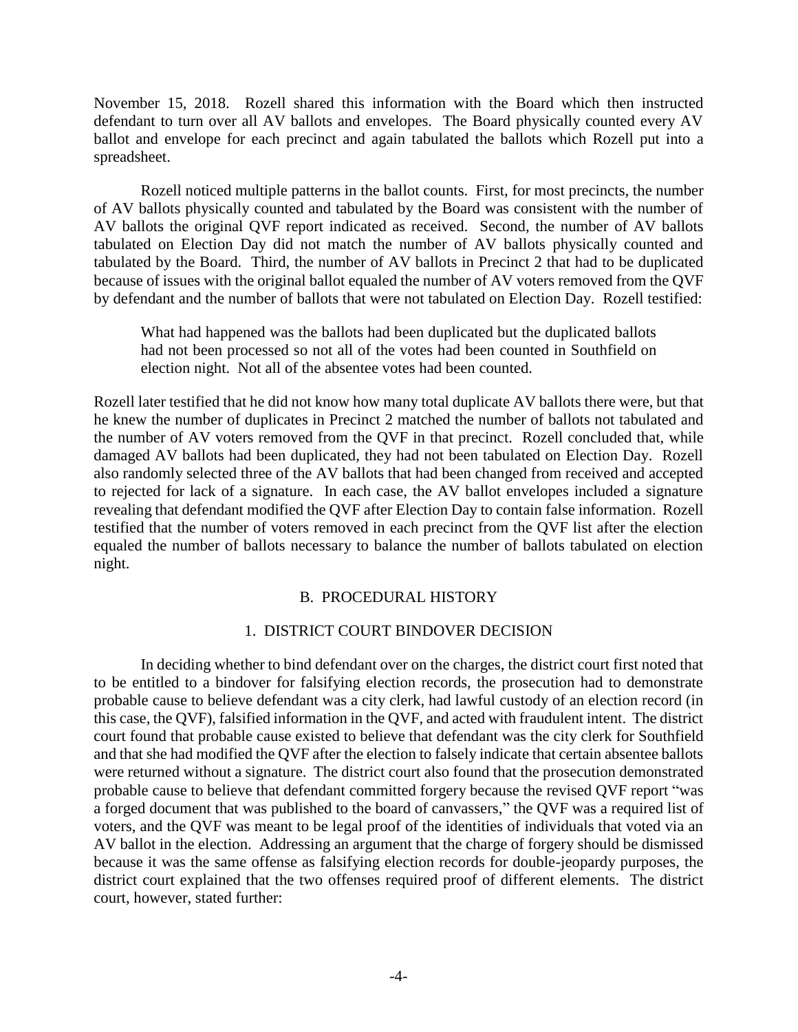November 15, 2018. Rozell shared this information with the Board which then instructed defendant to turn over all AV ballots and envelopes. The Board physically counted every AV ballot and envelope for each precinct and again tabulated the ballots which Rozell put into a spreadsheet.

Rozell noticed multiple patterns in the ballot counts. First, for most precincts, the number of AV ballots physically counted and tabulated by the Board was consistent with the number of AV ballots the original QVF report indicated as received. Second, the number of AV ballots tabulated on Election Day did not match the number of AV ballots physically counted and tabulated by the Board. Third, the number of AV ballots in Precinct 2 that had to be duplicated because of issues with the original ballot equaled the number of AV voters removed from the QVF by defendant and the number of ballots that were not tabulated on Election Day. Rozell testified:

> What had happened was the ballots had been duplicated but the duplicated ballots had not been processed so not all of the votes had been counted in Southfield on election night. Not all of the absentee votes had been counted.

Rozell later testified that he did not know how many total duplicate AV ballots there were, but that he knew the number of duplicates in Precinct 2 matched the number of ballots not tabulated and the number of AV voters removed from the QVF in that precinct. Rozell concluded that, while damaged AV ballots had been duplicated, they had not been tabulated on Election Day. Rozell also randomly selected three of the AV ballots that had been changed from received and accepted to rejected for lack of a signature. In each case, the AV ballot envelopes included a signature revealing that defendant modified the QVF after Election Day to contain false information. Rozell testified that the number of voters removed in each precinct from the QVF list after the election equaled the number of ballots necessary to balance the number of ballots tabulated on election night.

## B. PROCEDURAL HISTORY

### 1. DISTRICT COURT BINDOVER DECISION

In deciding whether to bind defendant over on the charges, the district court first noted that to be entitled to a bindover for falsifying election records, the prosecution had to demonstrate probable cause to believe defendant was a city clerk, had lawful custody of an election record (in this case, the QVF), falsified information in the QVF, and acted with fraudulent intent. The district court found that probable cause existed to believe that defendant was the city clerk for Southfield and that she had modified the QVF after the election to falsely indicate that certain absentee ballots were returned without a signature. The district court also found that the prosecution demonstrated probable cause to believe that defendant committed forgery because the revised QVF report "was a forged document that was published to the board of canvassers," the QVF was a required list of voters, and the QVF was meant to be legal proof of the identities of individuals that voted via an AV ballot in the election. Addressing an argument that the charge of forgery should be dismissed because it was the same offense as falsifying election records for double-jeopardy purposes, the district court explained that the two offenses required proof of different elements. The district court, however, stated further: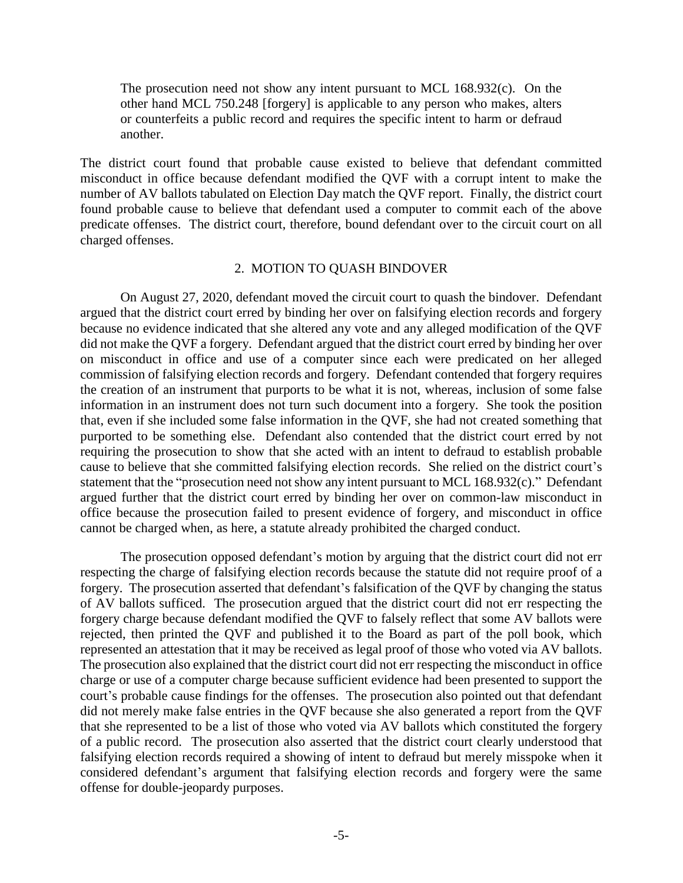> The prosecution need not show any intent pursuant to MCL 168.932(c). On the other hand MCL 750.248 [forgery] is applicable to any person who makes, alters or counterfeits a public record and requires the specific intent to harm or defraud another.

The district court found that probable cause existed to believe that defendant committed misconduct in office because defendant modified the QVF with a corrupt intent to make the number of AV ballots tabulated on Election Day match the QVF report. Finally, the district court found probable cause to believe that defendant used a computer to commit each of the above predicate offenses. The district court, therefore, bound defendant over to the circuit court on all charged offenses.

## 2. MOTION TO QUASH BINDOVER

On August 27, 2020, defendant moved the circuit court to quash the bindover. Defendant argued that the district court erred by binding her over on falsifying election records and forgery because no evidence indicated that she altered any vote and any alleged modification of the QVF did not make the QVF a forgery. Defendant argued that the district court erred by binding her over on misconduct in office and use of a computer since each were predicated on her alleged commission of falsifying election records and forgery. Defendant contended that forgery requires the creation of an instrument that purports to be what it is not, whereas, inclusion of some false information in an instrument does not turn such document into a forgery. She took the position that, even if she included some false information in the QVF, she had not created something that purported to be something else. Defendant also contended that the district court erred by not requiring the prosecution to show that she acted with an intent to defraud to establish probable cause to believe that she committed falsifying election records. She relied on the district court's statement that the "prosecution need not show any intent pursuant to MCL 168.932(c)." Defendant argued further that the district court erred by binding her over on common-law misconduct in office because the prosecution failed to present evidence of forgery, and misconduct in office cannot be charged when, as here, a statute already prohibited the charged conduct.

The prosecution opposed defendant's motion by arguing that the district court did not err respecting the charge of falsifying election records because the statute did not require proof of a forgery. The prosecution asserted that defendant's falsification of the QVF by changing the status of AV ballots sufficed. The prosecution argued that the district court did not err respecting the forgery charge because defendant modified the QVF to falsely reflect that some AV ballots were rejected, then printed the QVF and published it to the Board as part of the poll book, which represented an attestation that it may be received as legal proof of those who voted via AV ballots. The prosecution also explained that the district court did not err respecting the misconduct in office charge or use of a computer charge because sufficient evidence had been presented to support the court's probable cause findings for the offenses. The prosecution also pointed out that defendant did not merely make false entries in the QVF because she also generated a report from the QVF that she represented to be a list of those who voted via AV ballots which constituted the forgery of a public record. The prosecution also asserted that the district court clearly understood that falsifying election records required a showing of intent to defraud but merely misspoke when it considered defendant's argument that falsifying election records and forgery were the same offense for double-jeopardy purposes.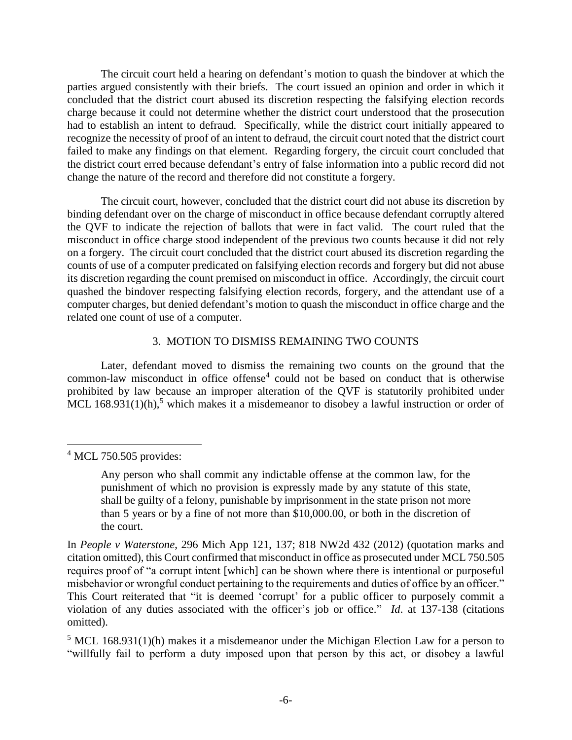The circuit court held a hearing on defendant's motion to quash the bindover at which the parties argued consistently with their briefs. The court issued an opinion and order in which it concluded that the district court abused its discretion respecting the falsifying election records charge because it could not determine whether the district court understood that the prosecution had to establish an intent to defraud. Specifically, while the district court initially appeared to recognize the necessity of proof of an intent to defraud, the circuit court noted that the district court failed to make any findings on that element. Regarding forgery, the circuit court concluded that the district court erred because defendant's entry of false information into a public record did not change the nature of the record and therefore did not constitute a forgery.

The circuit court, however, concluded that the district court did not abuse its discretion by binding defendant over on the charge of misconduct in office because defendant corruptly altered the QVF to indicate the rejection of ballots that were in fact valid. The court ruled that the misconduct in office charge stood independent of the previous two counts because it did not rely on a forgery. The circuit court concluded that the district court abused its discretion regarding the counts of use of a computer predicated on falsifying election records and forgery but did not abuse its discretion regarding the count premised on misconduct in office. Accordingly, the circuit court quashed the bindover respecting falsifying election records, forgery, and the attendant use of a computer charges, but denied defendant's motion to quash the misconduct in office charge and the related one count of use of a computer.

### 3. MOTION TO DISMISS REMAINING TWO COUNTS

Later, defendant moved to dismiss the remaining two counts on the ground that the common-law misconduct in office offense[4] could not be based on conduct that is otherwise prohibited by law because an improper alteration of the QVF is statutorily prohibited under MCL 168.931(1)(h),[5] which makes it a misdemeanor to disobey a lawful instruction or order of

---

[4] MCL 750.505 provides:

> Any person who shall commit any indictable offense at the common law, for the punishment of which no provision is expressly made by any statute of this state, shall be guilty of a felony, punishable by imprisonment in the state prison not more than 5 years or by a fine of not more than $10,000.00, or both in the discretion of the court.

In *People v Waterstone*, 296 Mich App 121, 137; 818 NW2d 432 (2012) (quotation marks and citation omitted), this Court confirmed that misconduct in office as prosecuted under MCL 750.505 requires proof of "a corrupt intent [which] can be shown where there is intentional or purposeful misbehavior or wrongful conduct pertaining to the requirements and duties of office by an officer." This Court reiterated that "it is deemed 'corrupt' for a public officer to purposely commit a violation of any duties associated with the officer's job or office." *Id*. at 137-138 (citations omitted).

[5] MCL 168.931(1)(h) makes it a misdemeanor under the Michigan Election Law for a person to "willfully fail to perform a duty imposed upon that person by this act, or disobey a lawful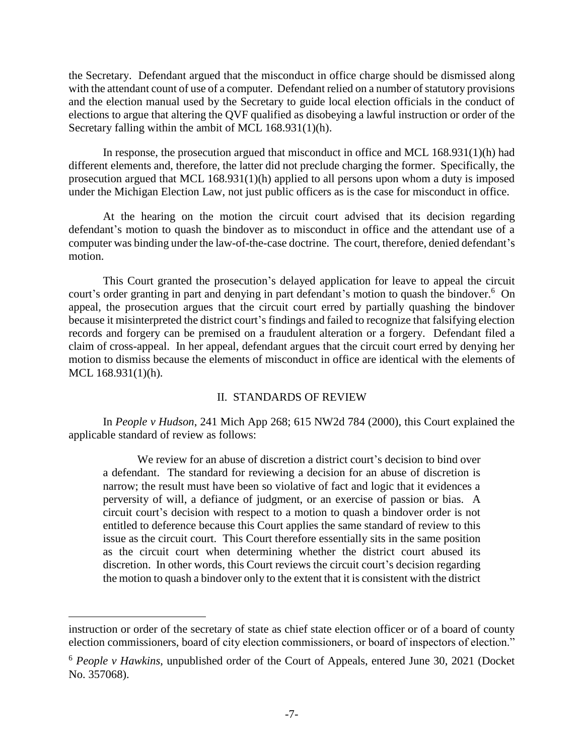the Secretary. Defendant argued that the misconduct in office charge should be dismissed along with the attendant count of use of a computer. Defendant relied on a number of statutory provisions and the election manual used by the Secretary to guide local election officials in the conduct of elections to argue that altering the QVF qualified as disobeying a lawful instruction or order of the Secretary falling within the ambit of MCL 168.931(1)(h).

In response, the prosecution argued that misconduct in office and MCL 168.931(1)(h) had different elements and, therefore, the latter did not preclude charging the former. Specifically, the prosecution argued that MCL 168.931(1)(h) applied to all persons upon whom a duty is imposed under the Michigan Election Law, not just public officers as is the case for misconduct in office.

At the hearing on the motion the circuit court advised that its decision regarding defendant's motion to quash the bindover as to misconduct in office and the attendant use of a computer was binding under the law-of-the-case doctrine. The court, therefore, denied defendant's motion.

This Court granted the prosecution's delayed application for leave to appeal the circuit court's order granting in part and denying in part defendant's motion to quash the bindover.[6] On appeal, the prosecution argues that the circuit court erred by partially quashing the bindover because it misinterpreted the district court's findings and failed to recognize that falsifying election records and forgery can be premised on a fraudulent alteration or a forgery. Defendant filed a claim of cross-appeal. In her appeal, defendant argues that the circuit court erred by denying her motion to dismiss because the elements of misconduct in office are identical with the elements of MCL 168.931(1)(h).

## II. STANDARDS OF REVIEW

In *People v Hudson*, 241 Mich App 268; 615 NW2d 784 (2000), this Court explained the applicable standard of review as follows:

> We review for an abuse of discretion a district court's decision to bind over a defendant. The standard for reviewing a decision for an abuse of discretion is narrow; the result must have been so violative of fact and logic that it evidences a perversity of will, a defiance of judgment, or an exercise of passion or bias. A circuit court's decision with respect to a motion to quash a bindover order is not entitled to deference because this Court applies the same standard of review to this issue as the circuit court. This Court therefore essentially sits in the same position as the circuit court when determining whether the district court abused its discretion. In other words, this Court reviews the circuit court's decision regarding the motion to quash a bindover only to the extent that it is consistent with the district

---

instruction or order of the secretary of state as chief state election officer or of a board of county election commissioners, board of city election commissioners, or board of inspectors of election."

[6] *People v Hawkins*, unpublished order of the Court of Appeals, entered June 30, 2021 (Docket No. 357068).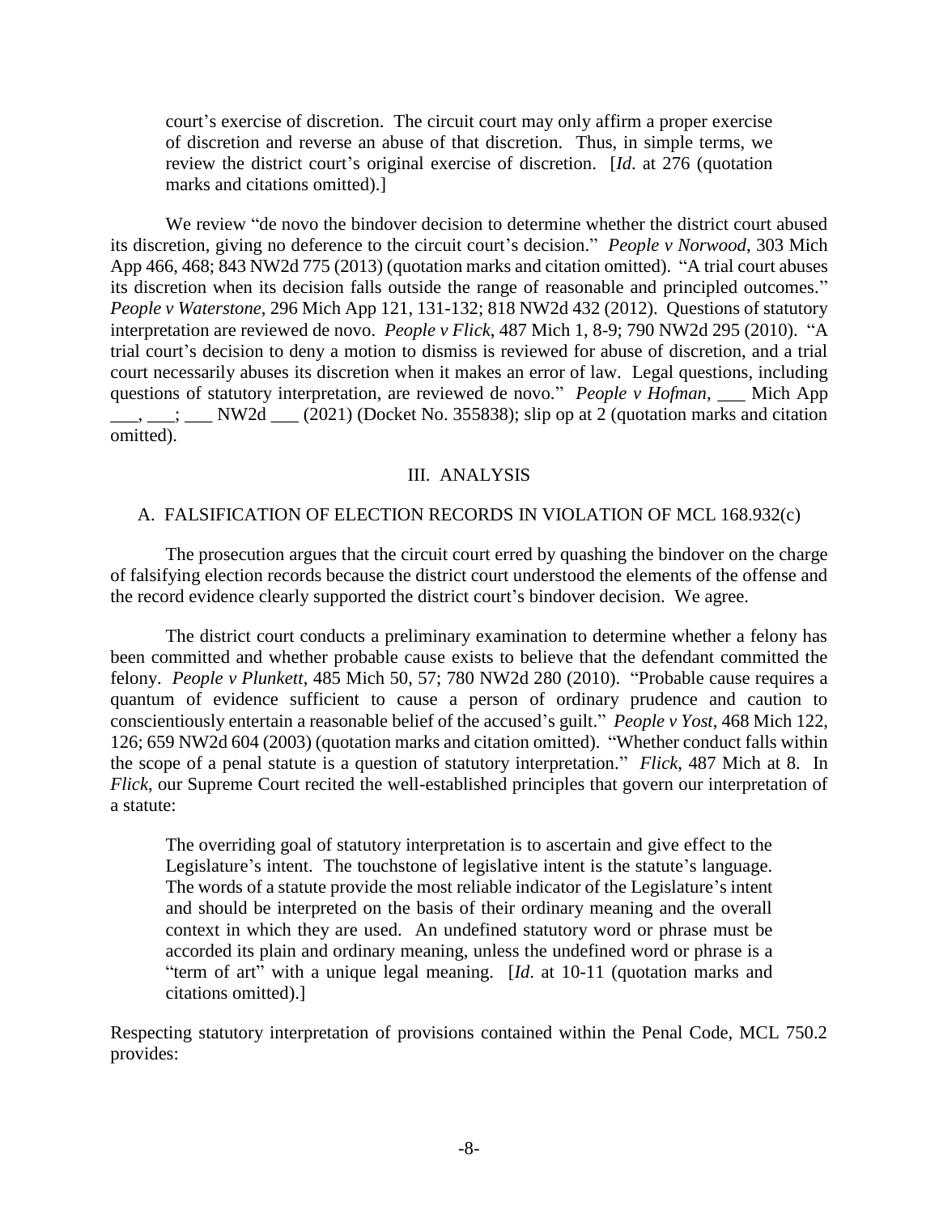> court's exercise of discretion. The circuit court may only affirm a proper exercise of discretion and reverse an abuse of that discretion. Thus, in simple terms, we review the district court's original exercise of discretion. [*Id*. at 276 (quotation marks and citations omitted).]

We review "de novo the bindover decision to determine whether the district court abused its discretion, giving no deference to the circuit court's decision." *People v Norwood*, 303 Mich App 466, 468; 843 NW2d 775 (2013) (quotation marks and citation omitted). "A trial court abuses its discretion when its decision falls outside the range of reasonable and principled outcomes." *People v Waterstone*, 296 Mich App 121, 131-132; 818 NW2d 432 (2012). Questions of statutory interpretation are reviewed de novo. *People v Flick*, 487 Mich 1, 8-9; 790 NW2d 295 (2010). "A trial court's decision to deny a motion to dismiss is reviewed for abuse of discretion, and a trial court necessarily abuses its discretion when it makes an error of law. Legal questions, including questions of statutory interpretation, are reviewed de novo." *People v Hofman*, ___ Mich App ___, ___; ___ NW2d ___ (2021) (Docket No. 355838); slip op at 2 (quotation marks and citation omitted).

## III. ANALYSIS

### A. FALSIFICATION OF ELECTION RECORDS IN VIOLATION OF MCL 168.932(c)

The prosecution argues that the circuit court erred by quashing the bindover on the charge of falsifying election records because the district court understood the elements of the offense and the record evidence clearly supported the district court's bindover decision. We agree.

The district court conducts a preliminary examination to determine whether a felony has been committed and whether probable cause exists to believe that the defendant committed the felony. *People v Plunkett*, 485 Mich 50, 57; 780 NW2d 280 (2010). "Probable cause requires a quantum of evidence sufficient to cause a person of ordinary prudence and caution to conscientiously entertain a reasonable belief of the accused's guilt." *People v Yost*, 468 Mich 122, 126; 659 NW2d 604 (2003) (quotation marks and citation omitted). "Whether conduct falls within the scope of a penal statute is a question of statutory interpretation." *Flick*, 487 Mich at 8. In *Flick*, our Supreme Court recited the well-established principles that govern our interpretation of a statute:

> The overriding goal of statutory interpretation is to ascertain and give effect to the Legislature's intent. The touchstone of legislative intent is the statute's language. The words of a statute provide the most reliable indicator of the Legislature's intent and should be interpreted on the basis of their ordinary meaning and the overall context in which they are used. An undefined statutory word or phrase must be accorded its plain and ordinary meaning, unless the undefined word or phrase is a "term of art" with a unique legal meaning. [*Id*. at 10-11 (quotation marks and citations omitted).]

Respecting statutory interpretation of provisions contained within the Penal Code, MCL 750.2 provides: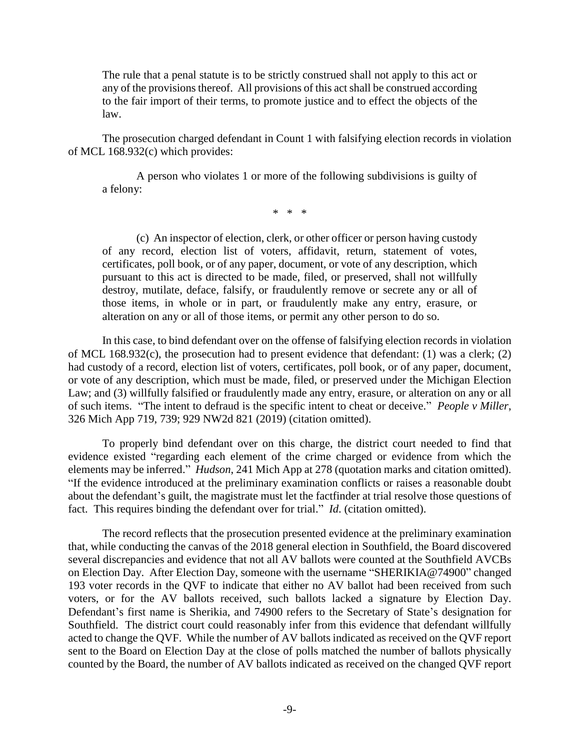> The rule that a penal statute is to be strictly construed shall not apply to this act or any of the provisions thereof. All provisions of this act shall be construed according to the fair import of their terms, to promote justice and to effect the objects of the law.

The prosecution charged defendant in Count 1 with falsifying election records in violation of MCL 168.932(c) which provides:

> A person who violates 1 or more of the following subdivisions is guilty of a felony:
>
> \* \* \*
>
> (c) An inspector of election, clerk, or other officer or person having custody of any record, election list of voters, affidavit, return, statement of votes, certificates, poll book, or of any paper, document, or vote of any description, which pursuant to this act is directed to be made, filed, or preserved, shall not willfully destroy, mutilate, deface, falsify, or fraudulently remove or secrete any or all of those items, in whole or in part, or fraudulently make any entry, erasure, or alteration on any or all of those items, or permit any other person to do so.

In this case, to bind defendant over on the offense of falsifying election records in violation of MCL 168.932(c), the prosecution had to present evidence that defendant: (1) was a clerk; (2) had custody of a record, election list of voters, certificates, poll book, or of any paper, document, or vote of any description, which must be made, filed, or preserved under the Michigan Election Law; and (3) willfully falsified or fraudulently made any entry, erasure, or alteration on any or all of such items. "The intent to defraud is the specific intent to cheat or deceive." *People v Miller*, 326 Mich App 719, 739; 929 NW2d 821 (2019) (citation omitted).

To properly bind defendant over on this charge, the district court needed to find that evidence existed "regarding each element of the crime charged or evidence from which the elements may be inferred." *Hudson*, 241 Mich App at 278 (quotation marks and citation omitted). "If the evidence introduced at the preliminary examination conflicts or raises a reasonable doubt about the defendant's guilt, the magistrate must let the factfinder at trial resolve those questions of fact. This requires binding the defendant over for trial." *Id*. (citation omitted).

The record reflects that the prosecution presented evidence at the preliminary examination that, while conducting the canvas of the 2018 general election in Southfield, the Board discovered several discrepancies and evidence that not all AV ballots were counted at the Southfield AVCBs on Election Day. After Election Day, someone with the username "SHERIKIA@74900" changed 193 voter records in the QVF to indicate that either no AV ballot had been received from such voters, or for the AV ballots received, such ballots lacked a signature by Election Day. Defendant's first name is Sherikia, and 74900 refers to the Secretary of State's designation for Southfield. The district court could reasonably infer from this evidence that defendant willfully acted to change the QVF. While the number of AV ballots indicated as received on the QVF report sent to the Board on Election Day at the close of polls matched the number of ballots physically counted by the Board, the number of AV ballots indicated as received on the changed QVF report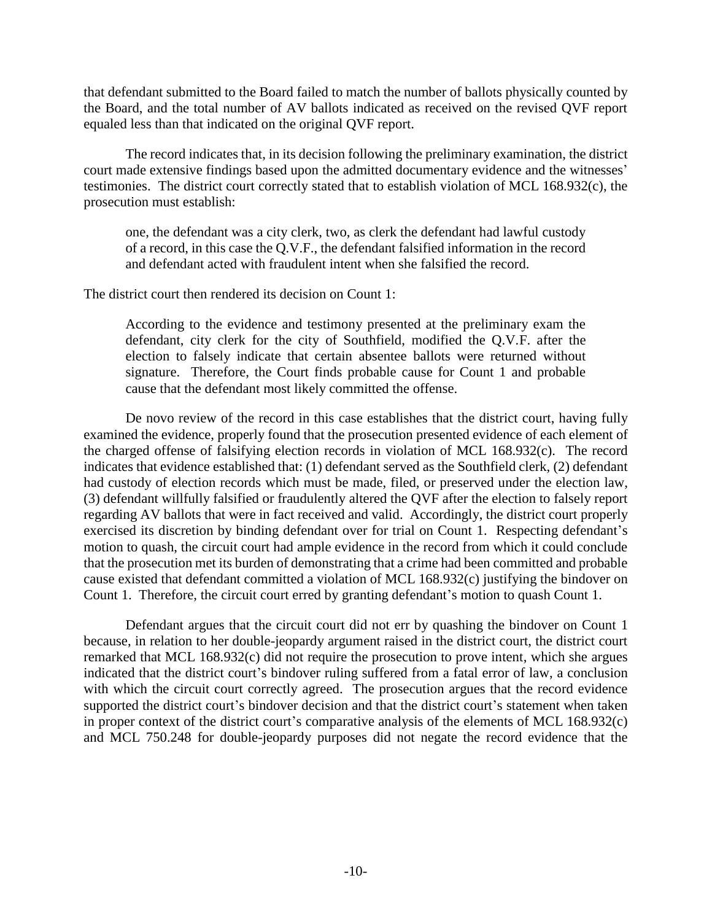that defendant submitted to the Board failed to match the number of ballots physically counted by the Board, and the total number of AV ballots indicated as received on the revised QVF report equaled less than that indicated on the original QVF report.

The record indicates that, in its decision following the preliminary examination, the district court made extensive findings based upon the admitted documentary evidence and the witnesses' testimonies. The district court correctly stated that to establish violation of MCL 168.932(c), the prosecution must establish:

> one, the defendant was a city clerk, two, as clerk the defendant had lawful custody of a record, in this case the Q.V.F., the defendant falsified information in the record and defendant acted with fraudulent intent when she falsified the record.

The district court then rendered its decision on Count 1:

> According to the evidence and testimony presented at the preliminary exam the defendant, city clerk for the city of Southfield, modified the Q.V.F. after the election to falsely indicate that certain absentee ballots were returned without signature. Therefore, the Court finds probable cause for Count 1 and probable cause that the defendant most likely committed the offense.

De novo review of the record in this case establishes that the district court, having fully examined the evidence, properly found that the prosecution presented evidence of each element of the charged offense of falsifying election records in violation of MCL 168.932(c). The record indicates that evidence established that: (1) defendant served as the Southfield clerk, (2) defendant had custody of election records which must be made, filed, or preserved under the election law, (3) defendant willfully falsified or fraudulently altered the QVF after the election to falsely report regarding AV ballots that were in fact received and valid. Accordingly, the district court properly exercised its discretion by binding defendant over for trial on Count 1. Respecting defendant's motion to quash, the circuit court had ample evidence in the record from which it could conclude that the prosecution met its burden of demonstrating that a crime had been committed and probable cause existed that defendant committed a violation of MCL 168.932(c) justifying the bindover on Count 1. Therefore, the circuit court erred by granting defendant's motion to quash Count 1.

Defendant argues that the circuit court did not err by quashing the bindover on Count 1 because, in relation to her double-jeopardy argument raised in the district court, the district court remarked that MCL 168.932(c) did not require the prosecution to prove intent, which she argues indicated that the district court's bindover ruling suffered from a fatal error of law, a conclusion with which the circuit court correctly agreed. The prosecution argues that the record evidence supported the district court's bindover decision and that the district court's statement when taken in proper context of the district court's comparative analysis of the elements of MCL 168.932(c) and MCL 750.248 for double-jeopardy purposes did not negate the record evidence that the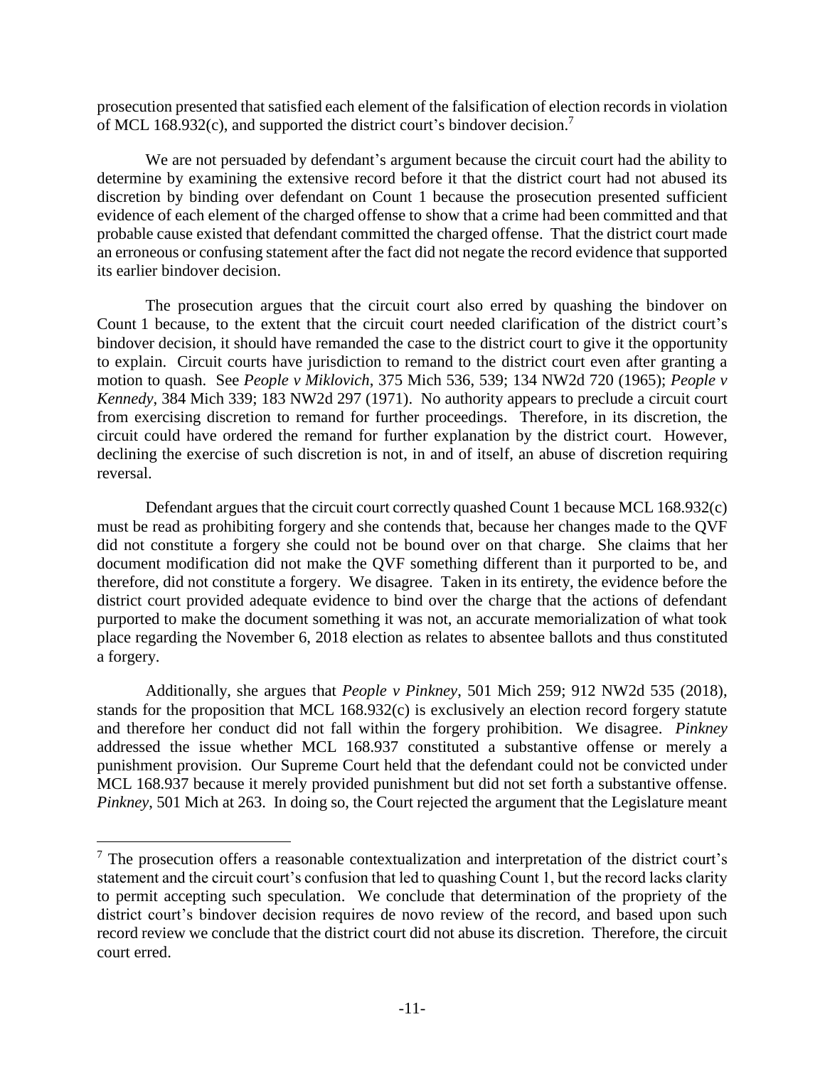prosecution presented that satisfied each element of the falsification of election records in violation of MCL 168.932(c), and supported the district court's bindover decision.[7]

We are not persuaded by defendant's argument because the circuit court had the ability to determine by examining the extensive record before it that the district court had not abused its discretion by binding over defendant on Count 1 because the prosecution presented sufficient evidence of each element of the charged offense to show that a crime had been committed and that probable cause existed that defendant committed the charged offense. That the district court made an erroneous or confusing statement after the fact did not negate the record evidence that supported its earlier bindover decision.

The prosecution argues that the circuit court also erred by quashing the bindover on Count 1 because, to the extent that the circuit court needed clarification of the district court's bindover decision, it should have remanded the case to the district court to give it the opportunity to explain. Circuit courts have jurisdiction to remand to the district court even after granting a motion to quash. See *People v Miklovich*, 375 Mich 536, 539; 134 NW2d 720 (1965); *People v Kennedy*, 384 Mich 339; 183 NW2d 297 (1971). No authority appears to preclude a circuit court from exercising discretion to remand for further proceedings. Therefore, in its discretion, the circuit could have ordered the remand for further explanation by the district court. However, declining the exercise of such discretion is not, in and of itself, an abuse of discretion requiring reversal.

Defendant argues that the circuit court correctly quashed Count 1 because MCL 168.932(c) must be read as prohibiting forgery and she contends that, because her changes made to the QVF did not constitute a forgery she could not be bound over on that charge. She claims that her document modification did not make the QVF something different than it purported to be, and therefore, did not constitute a forgery. We disagree. Taken in its entirety, the evidence before the district court provided adequate evidence to bind over the charge that the actions of defendant purported to make the document something it was not, an accurate memorialization of what took place regarding the November 6, 2018 election as relates to absentee ballots and thus constituted a forgery.

Additionally, she argues that *People v Pinkney*, 501 Mich 259; 912 NW2d 535 (2018), stands for the proposition that MCL 168.932(c) is exclusively an election record forgery statute and therefore her conduct did not fall within the forgery prohibition. We disagree. *Pinkney* addressed the issue whether MCL 168.937 constituted a substantive offense or merely a punishment provision. Our Supreme Court held that the defendant could not be convicted under MCL 168.937 because it merely provided punishment but did not set forth a substantive offense. *Pinkney*, 501 Mich at 263. In doing so, the Court rejected the argument that the Legislature meant

[7] The prosecution offers a reasonable contextualization and interpretation of the district court's statement and the circuit court's confusion that led to quashing Count 1, but the record lacks clarity to permit accepting such speculation. We conclude that determination of the propriety of the district court's bindover decision requires de novo review of the record, and based upon such record review we conclude that the district court did not abuse its discretion. Therefore, the circuit court erred.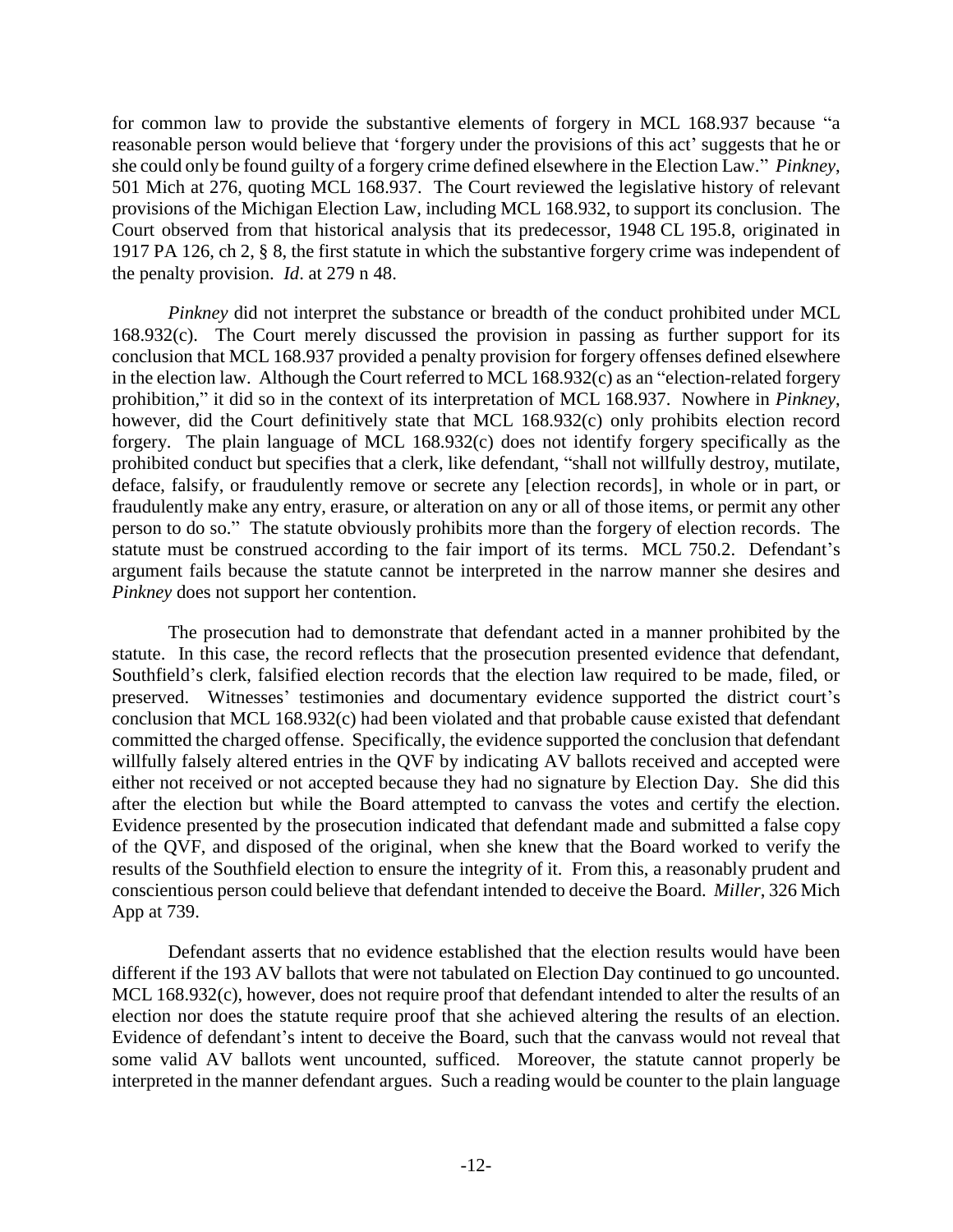for common law to provide the substantive elements of forgery in MCL 168.937 because "a reasonable person would believe that 'forgery under the provisions of this act' suggests that he or she could only be found guilty of a forgery crime defined elsewhere in the Election Law." *Pinkney*, 501 Mich at 276, quoting MCL 168.937. The Court reviewed the legislative history of relevant provisions of the Michigan Election Law, including MCL 168.932, to support its conclusion. The Court observed from that historical analysis that its predecessor, 1948 CL 195.8, originated in 1917 PA 126, ch 2, § 8, the first statute in which the substantive forgery crime was independent of the penalty provision. *Id*. at 279 n 48.

*Pinkney* did not interpret the substance or breadth of the conduct prohibited under MCL 168.932(c). The Court merely discussed the provision in passing as further support for its conclusion that MCL 168.937 provided a penalty provision for forgery offenses defined elsewhere in the election law. Although the Court referred to MCL 168.932(c) as an "election-related forgery prohibition," it did so in the context of its interpretation of MCL 168.937. Nowhere in *Pinkney*, however, did the Court definitively state that MCL 168.932(c) only prohibits election record forgery. The plain language of MCL 168.932(c) does not identify forgery specifically as the prohibited conduct but specifies that a clerk, like defendant, "shall not willfully destroy, mutilate, deface, falsify, or fraudulently remove or secrete any [election records], in whole or in part, or fraudulently make any entry, erasure, or alteration on any or all of those items, or permit any other person to do so." The statute obviously prohibits more than the forgery of election records. The statute must be construed according to the fair import of its terms. MCL 750.2. Defendant's argument fails because the statute cannot be interpreted in the narrow manner she desires and *Pinkney* does not support her contention.

The prosecution had to demonstrate that defendant acted in a manner prohibited by the statute. In this case, the record reflects that the prosecution presented evidence that defendant, Southfield's clerk, falsified election records that the election law required to be made, filed, or preserved. Witnesses' testimonies and documentary evidence supported the district court's conclusion that MCL 168.932(c) had been violated and that probable cause existed that defendant committed the charged offense. Specifically, the evidence supported the conclusion that defendant willfully falsely altered entries in the QVF by indicating AV ballots received and accepted were either not received or not accepted because they had no signature by Election Day. She did this after the election but while the Board attempted to canvass the votes and certify the election. Evidence presented by the prosecution indicated that defendant made and submitted a false copy of the QVF, and disposed of the original, when she knew that the Board worked to verify the results of the Southfield election to ensure the integrity of it. From this, a reasonably prudent and conscientious person could believe that defendant intended to deceive the Board. *Miller*, 326 Mich App at 739.

Defendant asserts that no evidence established that the election results would have been different if the 193 AV ballots that were not tabulated on Election Day continued to go uncounted. MCL 168.932(c), however, does not require proof that defendant intended to alter the results of an election nor does the statute require proof that she achieved altering the results of an election. Evidence of defendant's intent to deceive the Board, such that the canvass would not reveal that some valid AV ballots went uncounted, sufficed. Moreover, the statute cannot properly be interpreted in the manner defendant argues. Such a reading would be counter to the plain language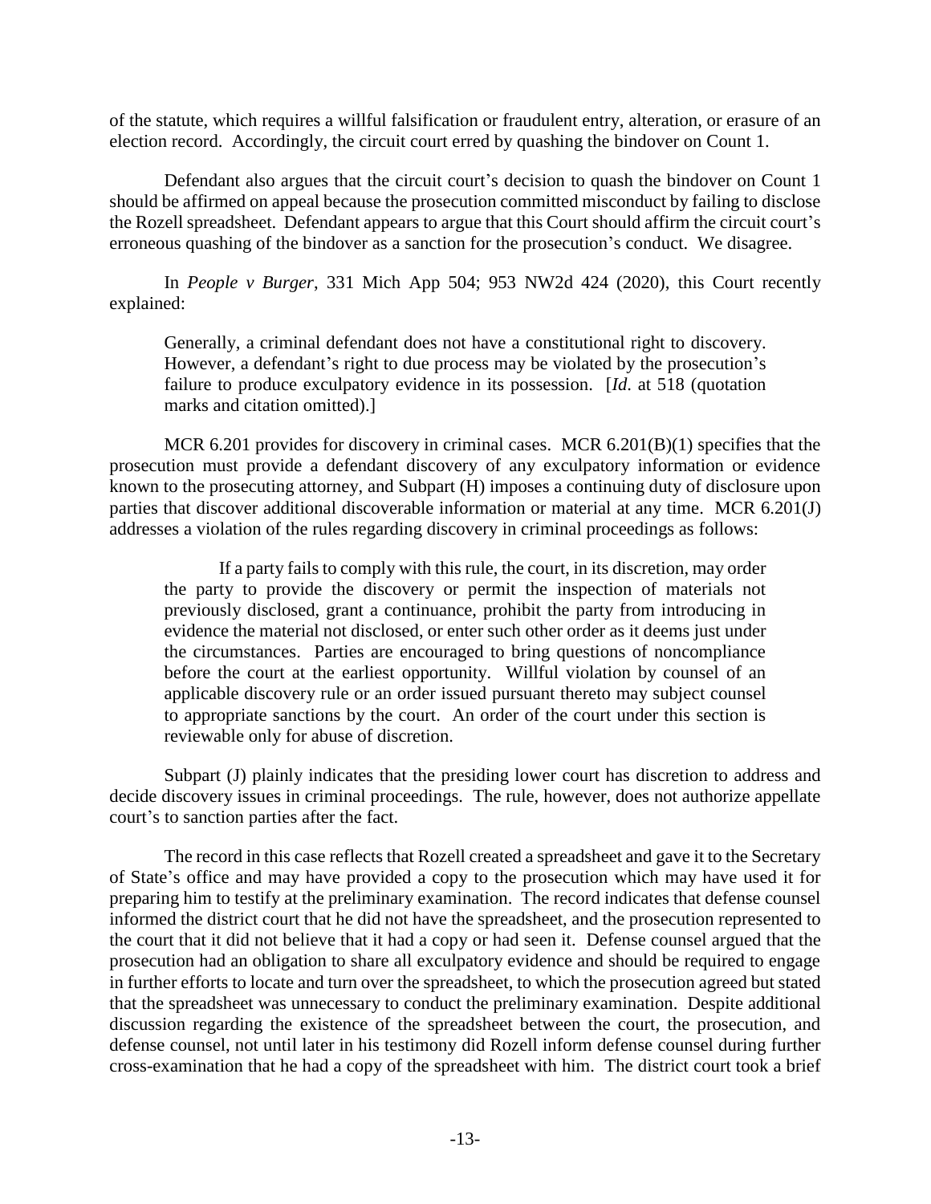of the statute, which requires a willful falsification or fraudulent entry, alteration, or erasure of an election record. Accordingly, the circuit court erred by quashing the bindover on Count 1.

Defendant also argues that the circuit court's decision to quash the bindover on Count 1 should be affirmed on appeal because the prosecution committed misconduct by failing to disclose the Rozell spreadsheet. Defendant appears to argue that this Court should affirm the circuit court's erroneous quashing of the bindover as a sanction for the prosecution's conduct. We disagree.

In *People v Burger*, 331 Mich App 504; 953 NW2d 424 (2020), this Court recently explained:

> Generally, a criminal defendant does not have a constitutional right to discovery. However, a defendant's right to due process may be violated by the prosecution's failure to produce exculpatory evidence in its possession. [*Id*. at 518 (quotation marks and citation omitted).]

MCR 6.201 provides for discovery in criminal cases. MCR 6.201(B)(1) specifies that the prosecution must provide a defendant discovery of any exculpatory information or evidence known to the prosecuting attorney, and Subpart (H) imposes a continuing duty of disclosure upon parties that discover additional discoverable information or material at any time. MCR 6.201(J) addresses a violation of the rules regarding discovery in criminal proceedings as follows:

> If a party fails to comply with this rule, the court, in its discretion, may order the party to provide the discovery or permit the inspection of materials not previously disclosed, grant a continuance, prohibit the party from introducing in evidence the material not disclosed, or enter such other order as it deems just under the circumstances. Parties are encouraged to bring questions of noncompliance before the court at the earliest opportunity. Willful violation by counsel of an applicable discovery rule or an order issued pursuant thereto may subject counsel to appropriate sanctions by the court. An order of the court under this section is reviewable only for abuse of discretion.

Subpart (J) plainly indicates that the presiding lower court has discretion to address and decide discovery issues in criminal proceedings. The rule, however, does not authorize appellate court's to sanction parties after the fact.

The record in this case reflects that Rozell created a spreadsheet and gave it to the Secretary of State's office and may have provided a copy to the prosecution which may have used it for preparing him to testify at the preliminary examination. The record indicates that defense counsel informed the district court that he did not have the spreadsheet, and the prosecution represented to the court that it did not believe that it had a copy or had seen it. Defense counsel argued that the prosecution had an obligation to share all exculpatory evidence and should be required to engage in further efforts to locate and turn over the spreadsheet, to which the prosecution agreed but stated that the spreadsheet was unnecessary to conduct the preliminary examination. Despite additional discussion regarding the existence of the spreadsheet between the court, the prosecution, and defense counsel, not until later in his testimony did Rozell inform defense counsel during further cross-examination that he had a copy of the spreadsheet with him. The district court took a brief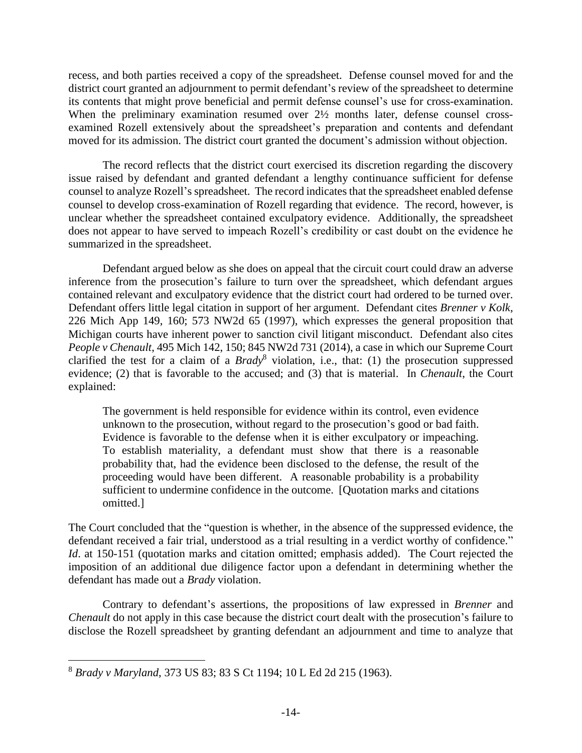recess, and both parties received a copy of the spreadsheet. Defense counsel moved for and the district court granted an adjournment to permit defendant's review of the spreadsheet to determine its contents that might prove beneficial and permit defense counsel's use for cross-examination. When the preliminary examination resumed over 2½ months later, defense counsel cross-examined Rozell extensively about the spreadsheet's preparation and contents and defendant moved for its admission. The district court granted the document's admission without objection.

The record reflects that the district court exercised its discretion regarding the discovery issue raised by defendant and granted defendant a lengthy continuance sufficient for defense counsel to analyze Rozell's spreadsheet. The record indicates that the spreadsheet enabled defense counsel to develop cross-examination of Rozell regarding that evidence. The record, however, is unclear whether the spreadsheet contained exculpatory evidence. Additionally, the spreadsheet does not appear to have served to impeach Rozell's credibility or cast doubt on the evidence he summarized in the spreadsheet.

Defendant argued below as she does on appeal that the circuit court could draw an adverse inference from the prosecution's failure to turn over the spreadsheet, which defendant argues contained relevant and exculpatory evidence that the district court had ordered to be turned over. Defendant offers little legal citation in support of her argument. Defendant cites *Brenner v Kolk*, 226 Mich App 149, 160; 573 NW2d 65 (1997), which expresses the general proposition that Michigan courts have inherent power to sanction civil litigant misconduct. Defendant also cites *People v Chenault*, 495 Mich 142, 150; 845 NW2d 731 (2014), a case in which our Supreme Court clarified the test for a claim of a *Brady*[8] violation, i.e., that: (1) the prosecution suppressed evidence; (2) that is favorable to the accused; and (3) that is material. In *Chenault*, the Court explained:

> The government is held responsible for evidence within its control, even evidence unknown to the prosecution, without regard to the prosecution's good or bad faith. Evidence is favorable to the defense when it is either exculpatory or impeaching. To establish materiality, a defendant must show that there is a reasonable probability that, had the evidence been disclosed to the defense, the result of the proceeding would have been different. A reasonable probability is a probability sufficient to undermine confidence in the outcome. [Quotation marks and citations omitted.]

The Court concluded that the "question is whether, in the absence of the suppressed evidence, the defendant received a fair trial, understood as a trial resulting in a verdict worthy of confidence." *Id*. at 150-151 (quotation marks and citation omitted; emphasis added). The Court rejected the imposition of an additional due diligence factor upon a defendant in determining whether the defendant has made out a *Brady* violation.

Contrary to defendant's assertions, the propositions of law expressed in *Brenner* and *Chenault* do not apply in this case because the district court dealt with the prosecution's failure to disclose the Rozell spreadsheet by granting defendant an adjournment and time to analyze that

---

[8] *Brady v Maryland*, 373 US 83; 83 S Ct 1194; 10 L Ed 2d 215 (1963).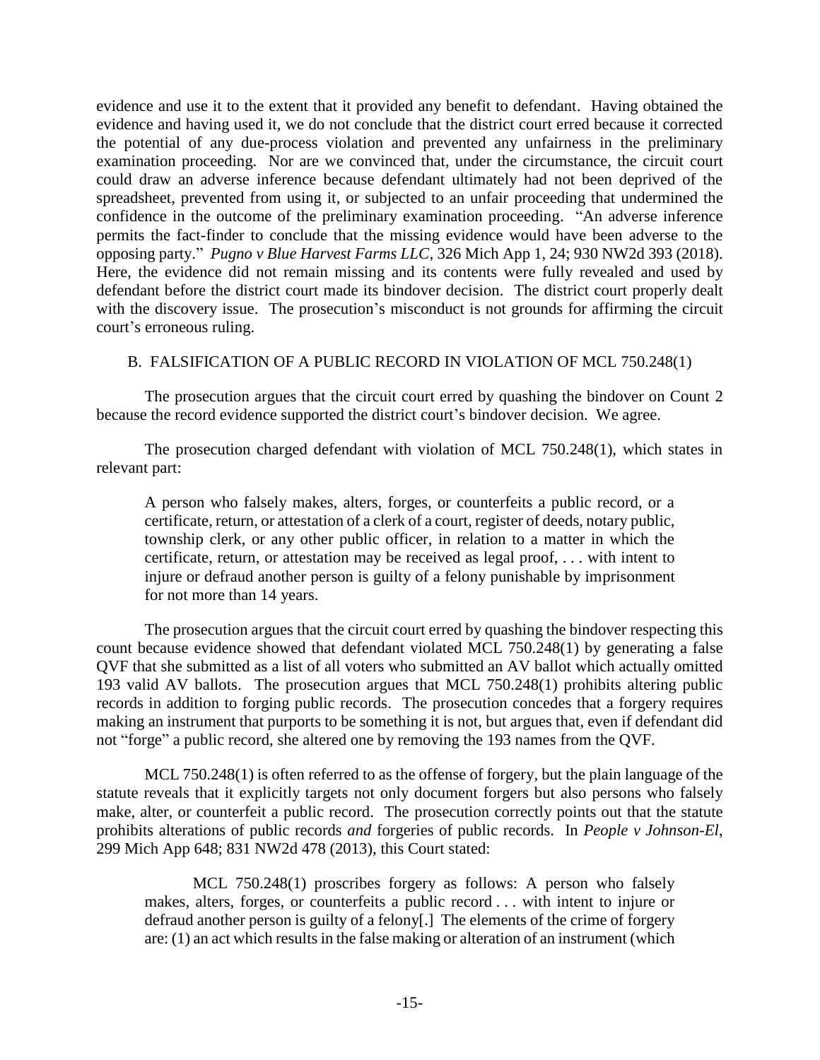evidence and use it to the extent that it provided any benefit to defendant. Having obtained the evidence and having used it, we do not conclude that the district court erred because it corrected the potential of any due-process violation and prevented any unfairness in the preliminary examination proceeding. Nor are we convinced that, under the circumstance, the circuit court could draw an adverse inference because defendant ultimately had not been deprived of the spreadsheet, prevented from using it, or subjected to an unfair proceeding that undermined the confidence in the outcome of the preliminary examination proceeding. "An adverse inference permits the fact-finder to conclude that the missing evidence would have been adverse to the opposing party." *Pugno v Blue Harvest Farms LLC*, 326 Mich App 1, 24; 930 NW2d 393 (2018). Here, the evidence did not remain missing and its contents were fully revealed and used by defendant before the district court made its bindover decision. The district court properly dealt with the discovery issue. The prosecution's misconduct is not grounds for affirming the circuit court's erroneous ruling.

### B. FALSIFICATION OF A PUBLIC RECORD IN VIOLATION OF MCL 750.248(1)

The prosecution argues that the circuit court erred by quashing the bindover on Count 2 because the record evidence supported the district court's bindover decision. We agree.

The prosecution charged defendant with violation of MCL 750.248(1), which states in relevant part:

> A person who falsely makes, alters, forges, or counterfeits a public record, or a certificate, return, or attestation of a clerk of a court, register of deeds, notary public, township clerk, or any other public officer, in relation to a matter in which the certificate, return, or attestation may be received as legal proof, . . . with intent to injure or defraud another person is guilty of a felony punishable by imprisonment for not more than 14 years.

The prosecution argues that the circuit court erred by quashing the bindover respecting this count because evidence showed that defendant violated MCL 750.248(1) by generating a false QVF that she submitted as a list of all voters who submitted an AV ballot which actually omitted 193 valid AV ballots. The prosecution argues that MCL 750.248(1) prohibits altering public records in addition to forging public records. The prosecution concedes that a forgery requires making an instrument that purports to be something it is not, but argues that, even if defendant did not "forge" a public record, she altered one by removing the 193 names from the QVF.

MCL 750.248(1) is often referred to as the offense of forgery, but the plain language of the statute reveals that it explicitly targets not only document forgers but also persons who falsely make, alter, or counterfeit a public record. The prosecution correctly points out that the statute prohibits alterations of public records *and* forgeries of public records. In *People v Johnson-El*, 299 Mich App 648; 831 NW2d 478 (2013), this Court stated:

> MCL 750.248(1) proscribes forgery as follows: A person who falsely makes, alters, forges, or counterfeits a public record . . . with intent to injure or defraud another person is guilty of a felony[.] The elements of the crime of forgery are: (1) an act which results in the false making or alteration of an instrument (which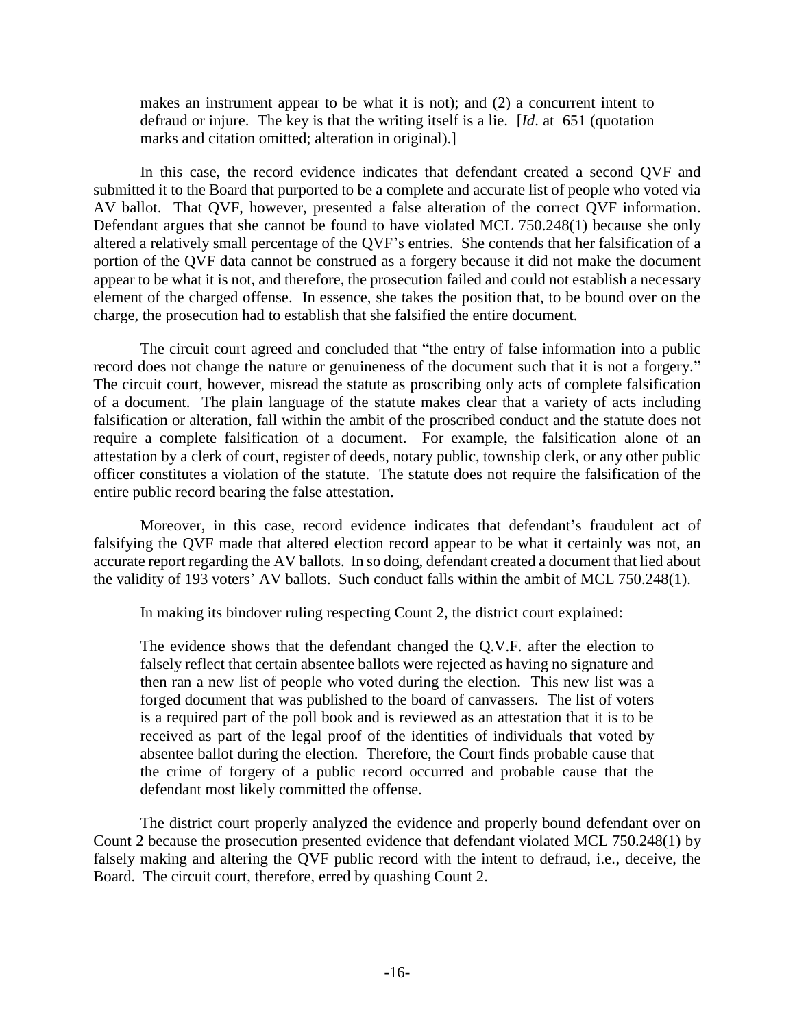> makes an instrument appear to be what it is not); and (2) a concurrent intent to defraud or injure. The key is that the writing itself is a lie. [*Id*. at 651 (quotation marks and citation omitted; alteration in original).]

In this case, the record evidence indicates that defendant created a second QVF and submitted it to the Board that purported to be a complete and accurate list of people who voted via AV ballot. That QVF, however, presented a false alteration of the correct QVF information. Defendant argues that she cannot be found to have violated MCL 750.248(1) because she only altered a relatively small percentage of the QVF's entries. She contends that her falsification of a portion of the QVF data cannot be construed as a forgery because it did not make the document appear to be what it is not, and therefore, the prosecution failed and could not establish a necessary element of the charged offense. In essence, she takes the position that, to be bound over on the charge, the prosecution had to establish that she falsified the entire document.

The circuit court agreed and concluded that "the entry of false information into a public record does not change the nature or genuineness of the document such that it is not a forgery." The circuit court, however, misread the statute as proscribing only acts of complete falsification of a document. The plain language of the statute makes clear that a variety of acts including falsification or alteration, fall within the ambit of the proscribed conduct and the statute does not require a complete falsification of a document. For example, the falsification alone of an attestation by a clerk of court, register of deeds, notary public, township clerk, or any other public officer constitutes a violation of the statute. The statute does not require the falsification of the entire public record bearing the false attestation.

Moreover, in this case, record evidence indicates that defendant's fraudulent act of falsifying the QVF made that altered election record appear to be what it certainly was not, an accurate report regarding the AV ballots. In so doing, defendant created a document that lied about the validity of 193 voters' AV ballots. Such conduct falls within the ambit of MCL 750.248(1).

In making its bindover ruling respecting Count 2, the district court explained:

> The evidence shows that the defendant changed the Q.V.F. after the election to falsely reflect that certain absentee ballots were rejected as having no signature and then ran a new list of people who voted during the election. This new list was a forged document that was published to the board of canvassers. The list of voters is a required part of the poll book and is reviewed as an attestation that it is to be received as part of the legal proof of the identities of individuals that voted by absentee ballot during the election. Therefore, the Court finds probable cause that the crime of forgery of a public record occurred and probable cause that the defendant most likely committed the offense.

The district court properly analyzed the evidence and properly bound defendant over on Count 2 because the prosecution presented evidence that defendant violated MCL 750.248(1) by falsely making and altering the QVF public record with the intent to defraud, i.e., deceive, the Board. The circuit court, therefore, erred by quashing Count 2.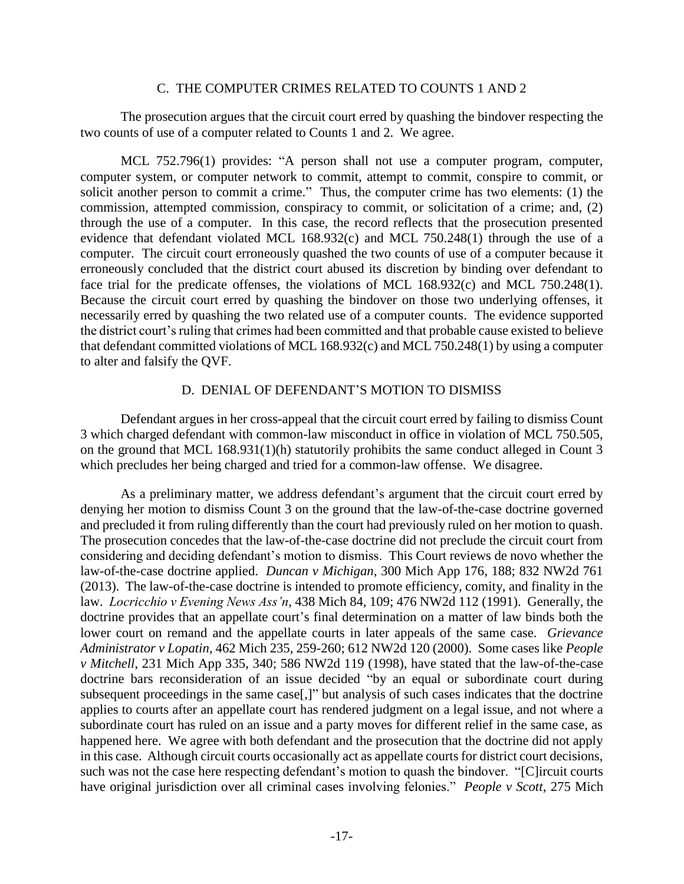### C. THE COMPUTER CRIMES RELATED TO COUNTS 1 AND 2

The prosecution argues that the circuit court erred by quashing the bindover respecting the two counts of use of a computer related to Counts 1 and 2. We agree.

MCL 752.796(1) provides: "A person shall not use a computer program, computer, computer system, or computer network to commit, attempt to commit, conspire to commit, or solicit another person to commit a crime." Thus, the computer crime has two elements: (1) the commission, attempted commission, conspiracy to commit, or solicitation of a crime; and, (2) through the use of a computer. In this case, the record reflects that the prosecution presented evidence that defendant violated MCL 168.932(c) and MCL 750.248(1) through the use of a computer. The circuit court erroneously quashed the two counts of use of a computer because it erroneously concluded that the district court abused its discretion by binding over defendant to face trial for the predicate offenses, the violations of MCL 168.932(c) and MCL 750.248(1). Because the circuit court erred by quashing the bindover on those two underlying offenses, it necessarily erred by quashing the two related use of a computer counts. The evidence supported the district court's ruling that crimes had been committed and that probable cause existed to believe that defendant committed violations of MCL 168.932(c) and MCL 750.248(1) by using a computer to alter and falsify the QVF.

### D. DENIAL OF DEFENDANT'S MOTION TO DISMISS

Defendant argues in her cross-appeal that the circuit court erred by failing to dismiss Count 3 which charged defendant with common-law misconduct in office in violation of MCL 750.505, on the ground that MCL 168.931(1)(h) statutorily prohibits the same conduct alleged in Count 3 which precludes her being charged and tried for a common-law offense. We disagree.

As a preliminary matter, we address defendant's argument that the circuit court erred by denying her motion to dismiss Count 3 on the ground that the law-of-the-case doctrine governed and precluded it from ruling differently than the court had previously ruled on her motion to quash. The prosecution concedes that the law-of-the-case doctrine did not preclude the circuit court from considering and deciding defendant's motion to dismiss. This Court reviews de novo whether the law-of-the-case doctrine applied. *Duncan v Michigan*, 300 Mich App 176, 188; 832 NW2d 761 (2013). The law-of-the-case doctrine is intended to promote efficiency, comity, and finality in the law. *Locricchio v Evening News Ass'n*, 438 Mich 84, 109; 476 NW2d 112 (1991). Generally, the doctrine provides that an appellate court's final determination on a matter of law binds both the lower court on remand and the appellate courts in later appeals of the same case. *Grievance Administrator v Lopatin*, 462 Mich 235, 259-260; 612 NW2d 120 (2000). Some cases like *People v Mitchell*, 231 Mich App 335, 340; 586 NW2d 119 (1998), have stated that the law-of-the-case doctrine bars reconsideration of an issue decided "by an equal or subordinate court during subsequent proceedings in the same case[,]" but analysis of such cases indicates that the doctrine applies to courts after an appellate court has rendered judgment on a legal issue, and not where a subordinate court has ruled on an issue and a party moves for different relief in the same case, as happened here. We agree with both defendant and the prosecution that the doctrine did not apply in this case. Although circuit courts occasionally act as appellate courts for district court decisions, such was not the case here respecting defendant's motion to quash the bindover. "[C]ircuit courts have original jurisdiction over all criminal cases involving felonies." *People v Scott*, 275 Mich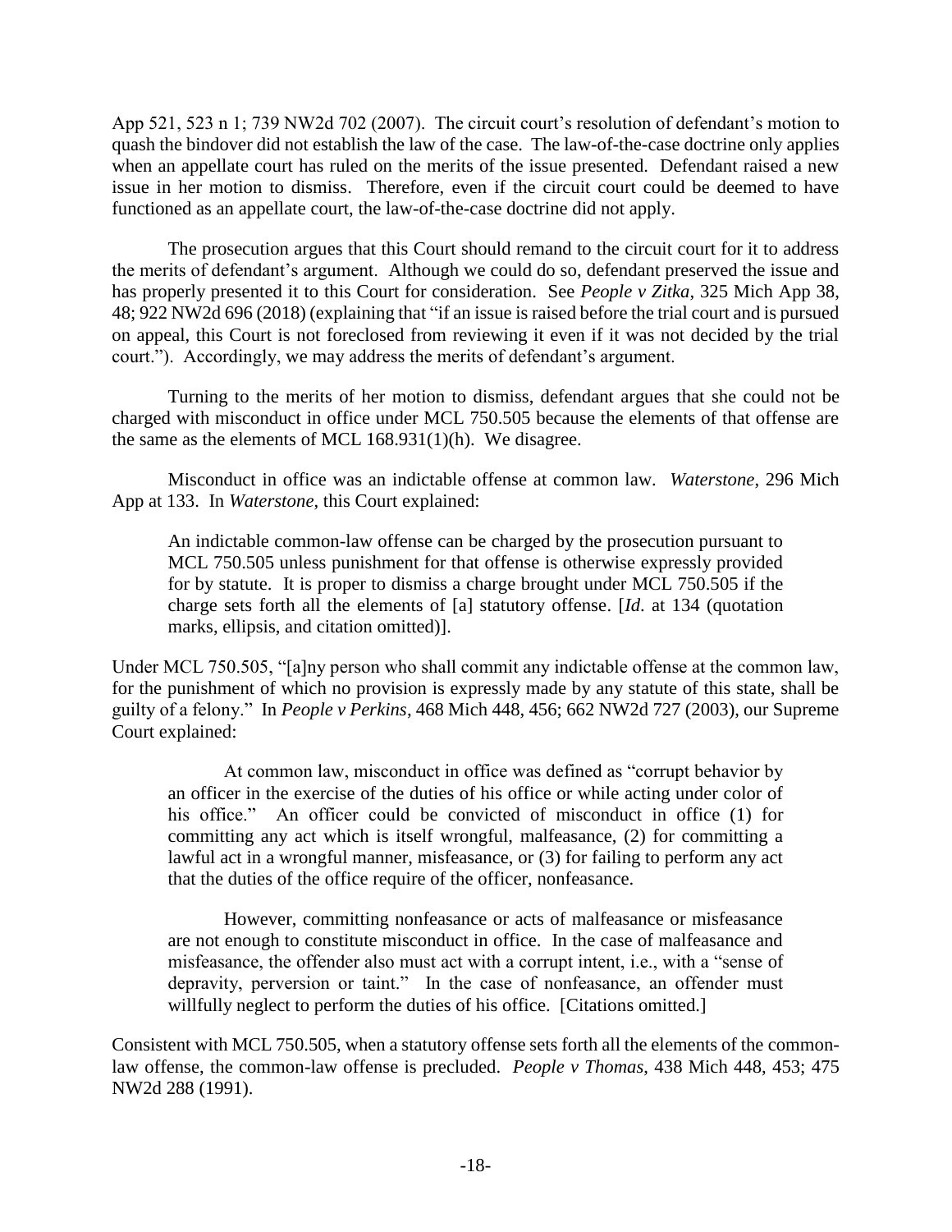App 521, 523 n 1; 739 NW2d 702 (2007). The circuit court's resolution of defendant's motion to quash the bindover did not establish the law of the case. The law-of-the-case doctrine only applies when an appellate court has ruled on the merits of the issue presented. Defendant raised a new issue in her motion to dismiss. Therefore, even if the circuit court could be deemed to have functioned as an appellate court, the law-of-the-case doctrine did not apply.

The prosecution argues that this Court should remand to the circuit court for it to address the merits of defendant's argument. Although we could do so, defendant preserved the issue and has properly presented it to this Court for consideration. See *People v Zitka*, 325 Mich App 38, 48; 922 NW2d 696 (2018) (explaining that "if an issue is raised before the trial court and is pursued on appeal, this Court is not foreclosed from reviewing it even if it was not decided by the trial court."). Accordingly, we may address the merits of defendant's argument.

Turning to the merits of her motion to dismiss, defendant argues that she could not be charged with misconduct in office under MCL 750.505 because the elements of that offense are the same as the elements of MCL 168.931(1)(h). We disagree.

Misconduct in office was an indictable offense at common law. *Waterstone*, 296 Mich App at 133. In *Waterstone*, this Court explained:

> An indictable common-law offense can be charged by the prosecution pursuant to MCL 750.505 unless punishment for that offense is otherwise expressly provided for by statute. It is proper to dismiss a charge brought under MCL 750.505 if the charge sets forth all the elements of [a] statutory offense. [*Id*. at 134 (quotation marks, ellipsis, and citation omitted)].

Under MCL 750.505, "[a]ny person who shall commit any indictable offense at the common law, for the punishment of which no provision is expressly made by any statute of this state, shall be guilty of a felony." In *People v Perkins*, 468 Mich 448, 456; 662 NW2d 727 (2003), our Supreme Court explained:

> At common law, misconduct in office was defined as "corrupt behavior by an officer in the exercise of the duties of his office or while acting under color of his office." An officer could be convicted of misconduct in office (1) for committing any act which is itself wrongful, malfeasance, (2) for committing a lawful act in a wrongful manner, misfeasance, or (3) for failing to perform any act that the duties of the office require of the officer, nonfeasance.
>
> However, committing nonfeasance or acts of malfeasance or misfeasance are not enough to constitute misconduct in office. In the case of malfeasance and misfeasance, the offender also must act with a corrupt intent, i.e., with a "sense of depravity, perversion or taint." In the case of nonfeasance, an offender must willfully neglect to perform the duties of his office. [Citations omitted.]

Consistent with MCL 750.505, when a statutory offense sets forth all the elements of the common-law offense, the common-law offense is precluded. *People v Thomas*, 438 Mich 448, 453; 475 NW2d 288 (1991).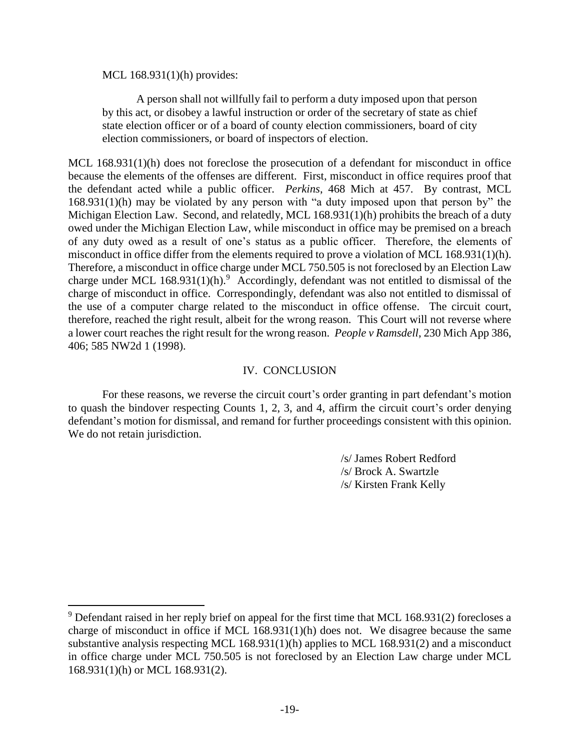MCL 168.931(1)(h) provides:

> A person shall not willfully fail to perform a duty imposed upon that person by this act, or disobey a lawful instruction or order of the secretary of state as chief state election officer or of a board of county election commissioners, board of city election commissioners, or board of inspectors of election.

MCL 168.931(1)(h) does not foreclose the prosecution of a defendant for misconduct in office because the elements of the offenses are different. First, misconduct in office requires proof that the defendant acted while a public officer. *Perkins*, 468 Mich at 457. By contrast, MCL 168.931(1)(h) may be violated by any person with "a duty imposed upon that person by" the Michigan Election Law. Second, and relatedly, MCL 168.931(1)(h) prohibits the breach of a duty owed under the Michigan Election Law, while misconduct in office may be premised on a breach of any duty owed as a result of one's status as a public officer. Therefore, the elements of misconduct in office differ from the elements required to prove a violation of MCL 168.931(1)(h). Therefore, a misconduct in office charge under MCL 750.505 is not foreclosed by an Election Law charge under MCL 168.931(1)(h).[9] Accordingly, defendant was not entitled to dismissal of the charge of misconduct in office. Correspondingly, defendant was also not entitled to dismissal of the use of a computer charge related to the misconduct in office offense. The circuit court, therefore, reached the right result, albeit for the wrong reason. This Court will not reverse where a lower court reaches the right result for the wrong reason. *People v Ramsdell*, 230 Mich App 386, 406; 585 NW2d 1 (1998).

## IV. CONCLUSION

For these reasons, we reverse the circuit court's order granting in part defendant's motion to quash the bindover respecting Counts 1, 2, 3, and 4, affirm the circuit court's order denying defendant's motion for dismissal, and remand for further proceedings consistent with this opinion. We do not retain jurisdiction.

/s/ James Robert Redford
/s/ Brock A. Swartzle
/s/ Kirsten Frank Kelly

---

[9] Defendant raised in her reply brief on appeal for the first time that MCL 168.931(2) forecloses a charge of misconduct in office if MCL 168.931(1)(h) does not. We disagree because the same substantive analysis respecting MCL 168.931(1)(h) applies to MCL 168.931(2) and a misconduct in office charge under MCL 750.505 is not foreclosed by an Election Law charge under MCL 168.931(1)(h) or MCL 168.931(2).